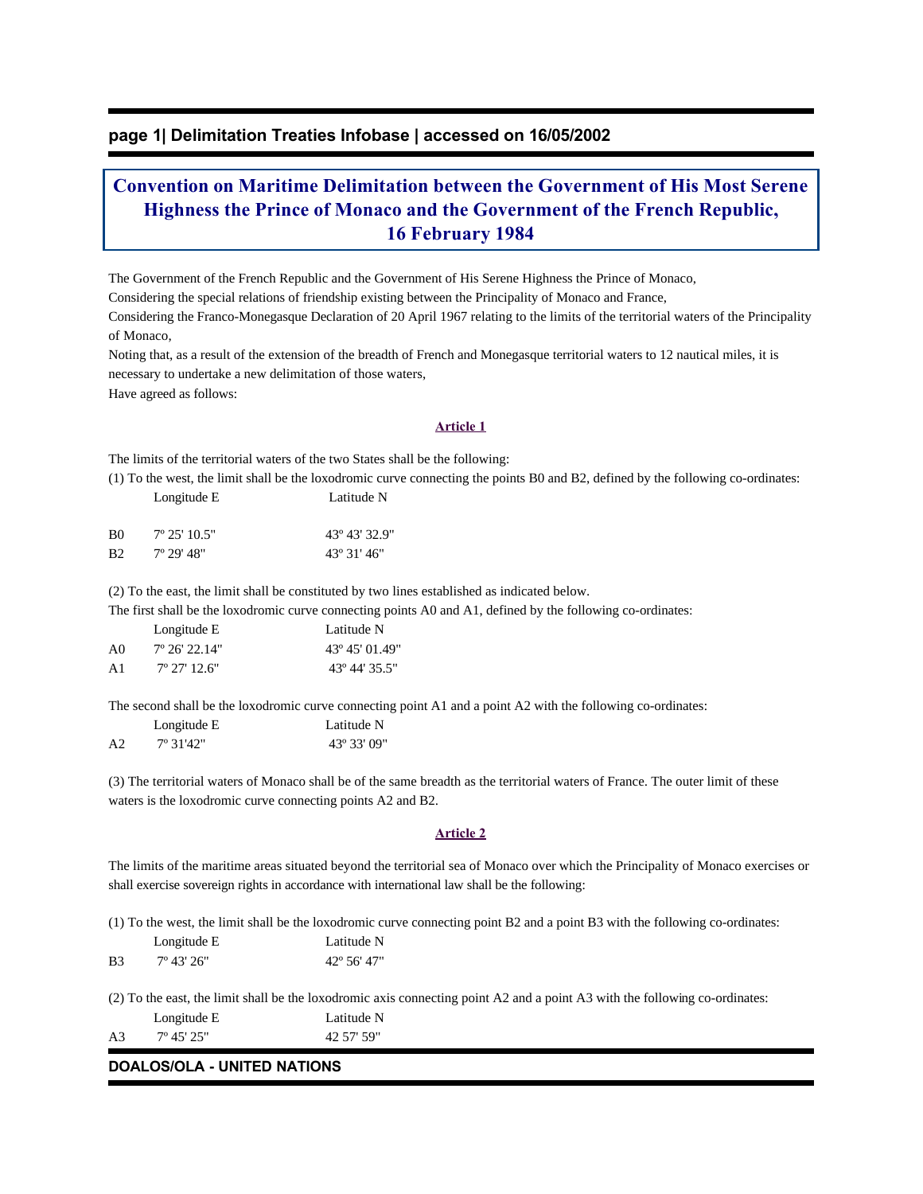# Convention on Maritime Delimitation between the Government of His Most Serene Highness the Prince of Monaco and the Government of the French Republic, 16 February 1984

The Government of the French Republic and the Government of His Serene Highness the Prince of Monaco,

Considering the special relations of friendship existing between the Principality of Monaco and France,

Considering the Franco-Monegasque Declaration of 20 April 1967 relating to the limits of the territorial waters of the Principality of Monaco,

Noting that, as a result of the extension of the breadth of French and Monegasque territorial waters to 12 nautical miles, it is necessary to undertake a new delimitation of those waters,

Have agreed as follows:

## Article 1

The limits of the territorial waters of the two States shall be the following:

(1) To the west, the limit shall be the loxodromic curve connecting the points B0 and B2, defined by the following co-ordinates:

| | Longitude E | Latitude N |
|---|---|---|
| B0 | 7º 25' 10.5" | 43º 43' 32.9" |
| B2 | 7º 29' 48" | 43º 31' 46" |

(2) To the east, the limit shall be constituted by two lines established as indicated below.

The first shall be the loxodromic curve connecting points A0 and A1, defined by the following co-ordinates:

| | Longitude E | Latitude N |
|---|---|---|
| A0 | 7º 26' 22.14" | 43º 45' 01.49" |
| A1 | 7º 27' 12.6" | 43º 44' 35.5" |

The second shall be the loxodromic curve connecting point A1 and a point A2 with the following co-ordinates:

| | Longitude E | Latitude N |
|---|---|---|
| A2 | 7º 31'42" | 43º 33' 09" |

(3) The territorial waters of Monaco shall be of the same breadth as the territorial waters of France. The outer limit of these waters is the loxodromic curve connecting points A2 and B2.

## Article 2

The limits of the maritime areas situated beyond the territorial sea of Monaco over which the Principality of Monaco exercises or shall exercise sovereign rights in accordance with international law shall be the following:

(1) To the west, the limit shall be the loxodromic curve connecting point B2 and a point B3 with the following co-ordinates:

| | Longitude E | Latitude N |
|---|---|---|
| B3 | 7º 43' 26" | 42º 56' 47" |

(2) To the east, the limit shall be the loxodromic axis connecting point A2 and a point A3 with the following co-ordinates:

| | Longitude E | Latitude N |
|---|---|---|
| A3 | 7º 45' 25" | 42 57' 59" |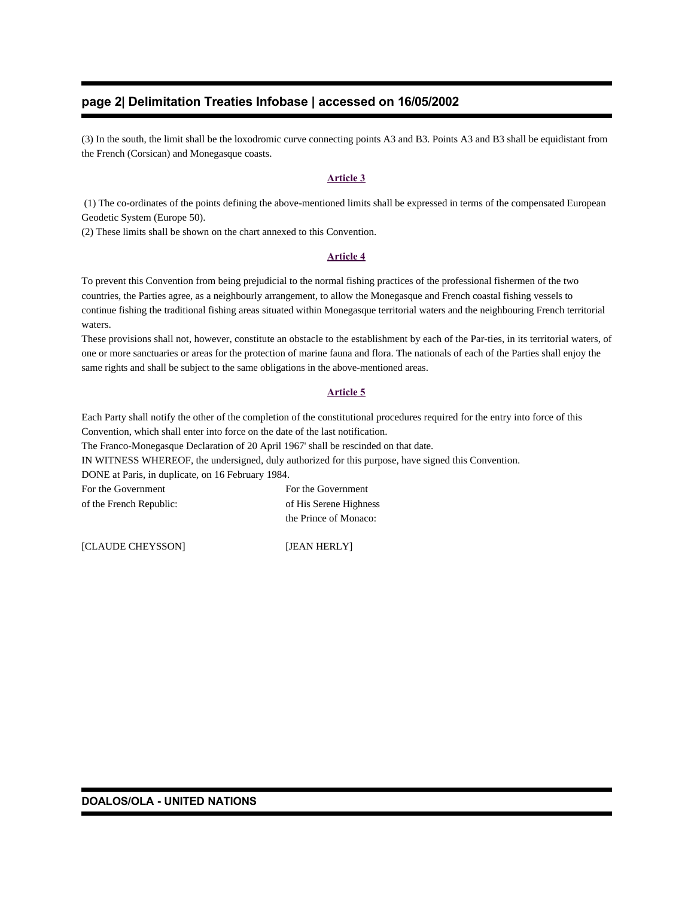(3) In the south, the limit shall be the loxodromic curve connecting points A3 and B3. Points A3 and B3 shall be equidistant from the French (Corsican) and Monegasque coasts.

## Article 3

(1) The co-ordinates of the points defining the above-mentioned limits shall be expressed in terms of the compensated European Geodetic System (Europe 50).
(2) These limits shall be shown on the chart annexed to this Convention.

## Article 4

To prevent this Convention from being prejudicial to the normal fishing practices of the professional fishermen of the two countries, the Parties agree, as a neighbourly arrangement, to allow the Monegasque and French coastal fishing vessels to continue fishing the traditional fishing areas situated within Monegasque territorial waters and the neighbouring French territorial waters.
These provisions shall not, however, constitute an obstacle to the establishment by each of the Par-ties, in its territorial waters, of one or more sanctuaries or areas for the protection of marine fauna and flora. The nationals of each of the Parties shall enjoy the same rights and shall be subject to the same obligations in the above-mentioned areas.

## Article 5

Each Party shall notify the other of the completion of the constitutional procedures required for the entry into force of this Convention, which shall enter into force on the date of the last notification.
The Franco-Monegasque Declaration of 20 April 1967' shall be rescinded on that date.
IN WITNESS WHEREOF, the undersigned, duly authorized for this purpose, have signed this Convention.
DONE at Paris, in duplicate, on 16 February 1984.

| | |
|---|---|
| For the Government of the French Republic: | For the Government of His Serene Highness the Prince of Monaco: |
| [CLAUDE CHEYSSON] | [JEAN HERLY] |